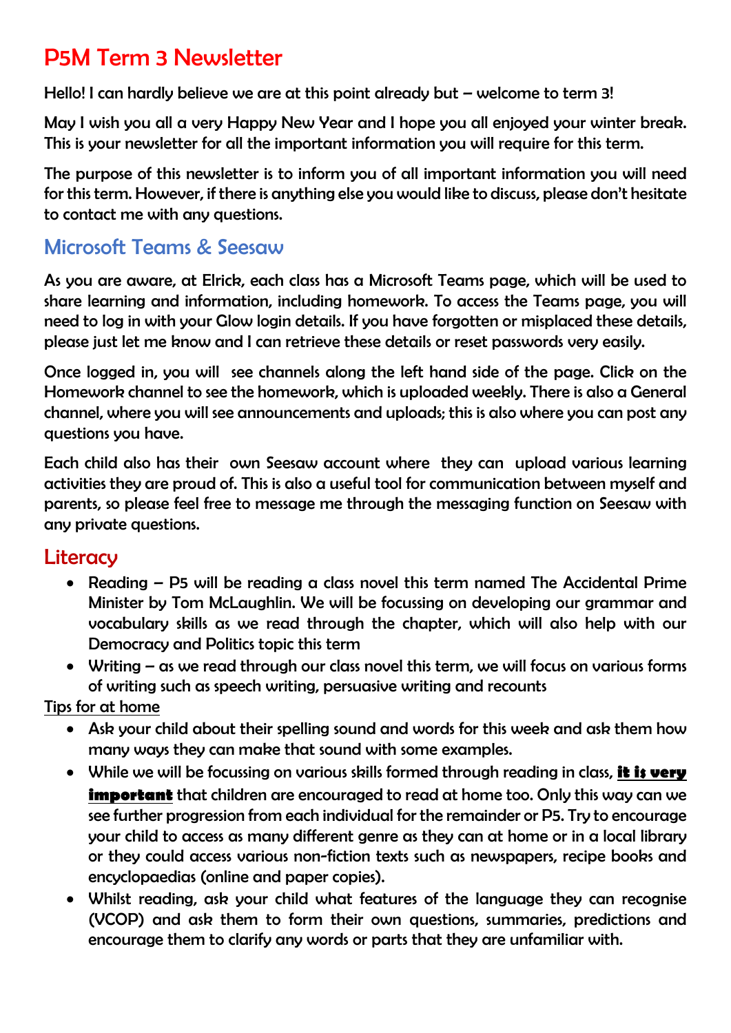# P5M Term 3 Newsletter

Hello! I can hardly believe we are at this point already but – welcome to term 3!

May I wish you all a very Happy New Year and I hope you all enjoyed your winter break. This is your newsletter for all the important information you will require for this term.

The purpose of this newsletter is to inform you of all important information you will need for this term. However, if there is anything else you would like to discuss, please don't hesitate to contact me with any questions.

## Microsoft Teams & Seesaw

As you are aware, at Elrick, each class has a Microsoft Teams page, which will be used to share learning and information, including homework. To access the Teams page, you will need to log in with your Glow login details. If you have forgotten or misplaced these details, please just let me know and I can retrieve these details or reset passwords very easily.

Once logged in, you will see channels along the left hand side of the page. Click on the Homework channel to see the homework, which is uploaded weekly. There is also a General channel, where you will see announcements and uploads; this is also where you can post any questions you have.

Each child also has their own Seesaw account where they can upload various learning activities they are proud of. This is also a useful tool for communication between myself and parents, so please feel free to message me through the messaging function on Seesaw with any private questions.

## Literacy

- Reading – P5 will be reading a class novel this term named The Accidental Prime Minister by Tom McLaughlin. We will be focussing on developing our grammar and vocabulary skills as we read through the chapter, which will also help with our Democracy and Politics topic this term
- Writing – as we read through our class novel this term, we will focus on various forms of writing such as speech writing, persuasive writing and recounts

Tips for at home

- Ask your child about their spelling sound and words for this week and ask them how many ways they can make that sound with some examples.
- While we will be focussing on various skills formed through reading in class, **it is very important** that children are encouraged to read at home too. Only this way can we see further progression from each individual for the remainder or P5. Try to encourage your child to access as many different genre as they can at home or in a local library or they could access various non-fiction texts such as newspapers, recipe books and encyclopaedias (online and paper copies).
- Whilst reading, ask your child what features of the language they can recognise (VCOP) and ask them to form their own questions, summaries, predictions and encourage them to clarify any words or parts that they are unfamiliar with.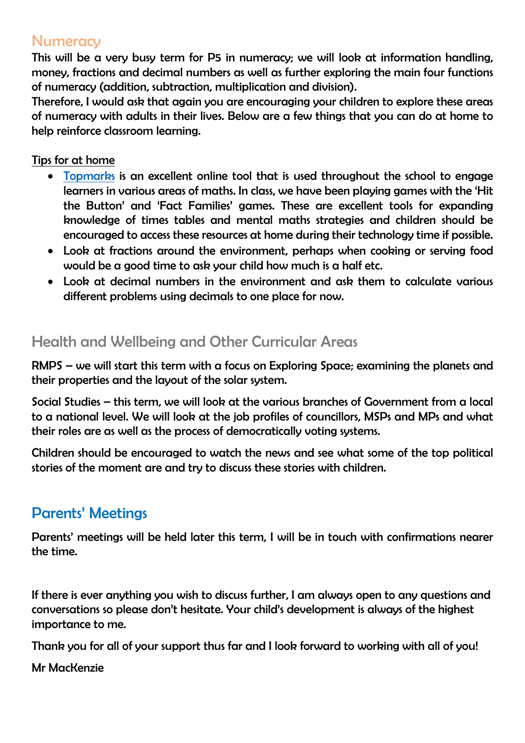## Numeracy

This will be a very busy term for P5 in numeracy; we will look at information handling, money, fractions and decimal numbers as well as further exploring the main four functions of numeracy (addition, subtraction, multiplication and division).

Therefore, I would ask that again you are encouraging your children to explore these areas of numeracy with adults in their lives. Below are a few things that you can do at home to help reinforce classroom learning.

Tips for at home

- Topmarks is an excellent online tool that is used throughout the school to engage learners in various areas of maths. In class, we have been playing games with the 'Hit the Button' and 'Fact Families' games. These are excellent tools for expanding knowledge of times tables and mental maths strategies and children should be encouraged to access these resources at home during their technology time if possible.
- Look at fractions around the environment, perhaps when cooking or serving food would be a good time to ask your child how much is a half etc.
- Look at decimal numbers in the environment and ask them to calculate various different problems using decimals to one place for now.

## Health and Wellbeing and Other Curricular Areas

RMPS – we will start this term with a focus on Exploring Space; examining the planets and their properties and the layout of the solar system.

Social Studies – this term, we will look at the various branches of Government from a local to a national level. We will look at the job profiles of councillors, MSPs and MPs and what their roles are as well as the process of democratically voting systems.

Children should be encouraged to watch the news and see what some of the top political stories of the moment are and try to discuss these stories with children.

## Parents' Meetings

Parents' meetings will be held later this term, I will be in touch with confirmations nearer the time.

If there is ever anything you wish to discuss further, I am always open to any questions and conversations so please don't hesitate. Your child's development is always of the highest importance to me.

Thank you for all of your support thus far and I look forward to working with all of you!

Mr MacKenzie